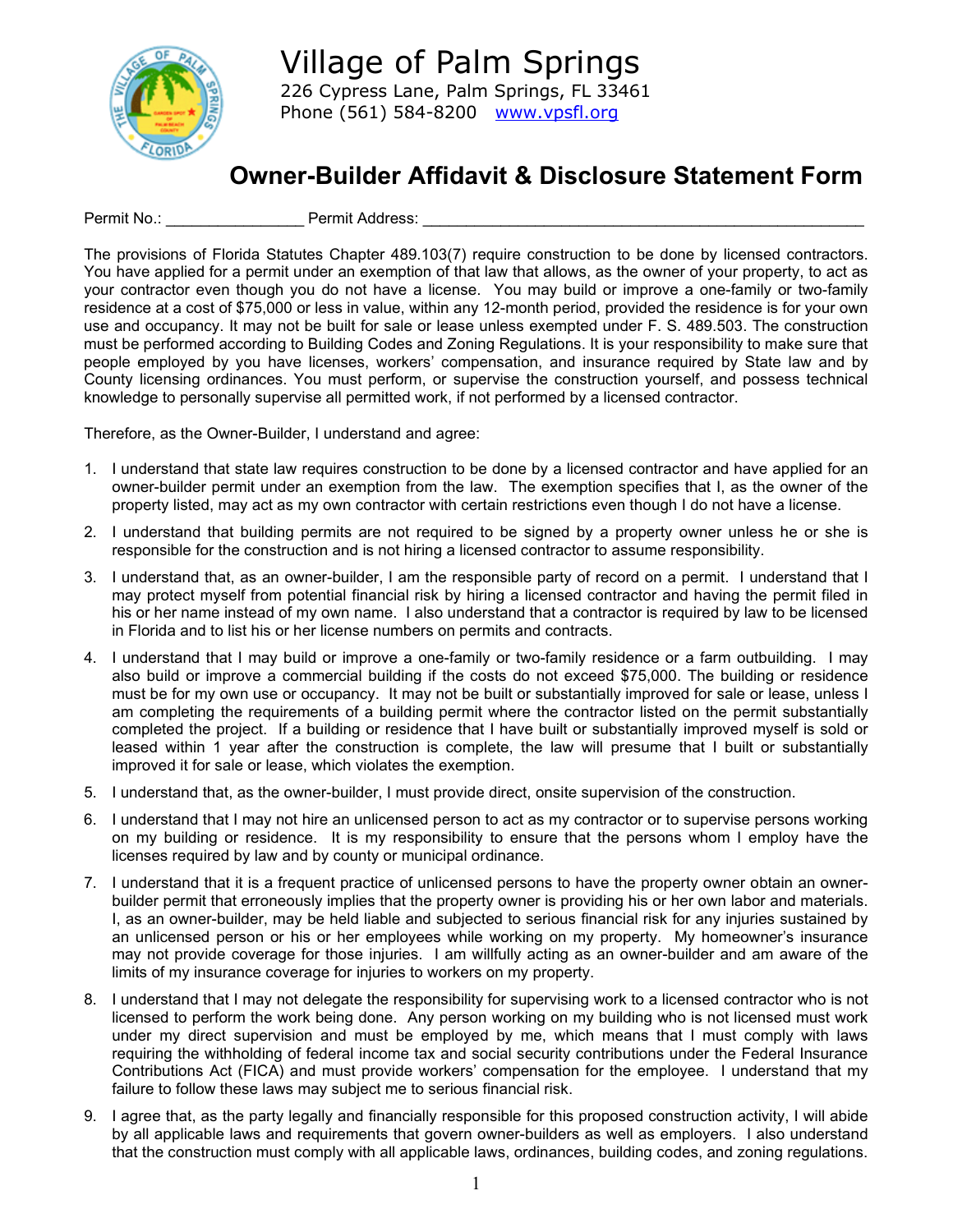# Village of Palm Springs

226 Cypress Lane, Palm Springs, FL 33461
Phone (561) 584-8200 www.vpsfl.org

## Owner-Builder Affidavit & Disclosure Statement Form

Permit No.: _______________ Permit Address: ________________________________________________

The provisions of Florida Statutes Chapter 489.103(7) require construction to be done by licensed contractors. You have applied for a permit under an exemption of that law that allows, as the owner of your property, to act as your contractor even though you do not have a license. You may build or improve a one-family or two-family residence at a cost of $75,000 or less in value, within any 12-month period, provided the residence is for your own use and occupancy. It may not be built for sale or lease unless exempted under F. S. 489.503. The construction must be performed according to Building Codes and Zoning Regulations. It is your responsibility to make sure that people employed by you have licenses, workers' compensation, and insurance required by State law and by County licensing ordinances. You must perform, or supervise the construction yourself, and possess technical knowledge to personally supervise all permitted work, if not performed by a licensed contractor.

Therefore, as the Owner-Builder, I understand and agree:

1. I understand that state law requires construction to be done by a licensed contractor and have applied for an owner-builder permit under an exemption from the law. The exemption specifies that I, as the owner of the property listed, may act as my own contractor with certain restrictions even though I do not have a license.
2. I understand that building permits are not required to be signed by a property owner unless he or she is responsible for the construction and is not hiring a licensed contractor to assume responsibility.
3. I understand that, as an owner-builder, I am the responsible party of record on a permit. I understand that I may protect myself from potential financial risk by hiring a licensed contractor and having the permit filed in his or her name instead of my own name. I also understand that a contractor is required by law to be licensed in Florida and to list his or her license numbers on permits and contracts.
4. I understand that I may build or improve a one-family or two-family residence or a farm outbuilding. I may also build or improve a commercial building if the costs do not exceed $75,000. The building or residence must be for my own use or occupancy. It may not be built or substantially improved for sale or lease, unless I am completing the requirements of a building permit where the contractor listed on the permit substantially completed the project. If a building or residence that I have built or substantially improved myself is sold or leased within 1 year after the construction is complete, the law will presume that I built or substantially improved it for sale or lease, which violates the exemption.
5. I understand that, as the owner-builder, I must provide direct, onsite supervision of the construction.
6. I understand that I may not hire an unlicensed person to act as my contractor or to supervise persons working on my building or residence. It is my responsibility to ensure that the persons whom I employ have the licenses required by law and by county or municipal ordinance.
7. I understand that it is a frequent practice of unlicensed persons to have the property owner obtain an owner-builder permit that erroneously implies that the property owner is providing his or her own labor and materials. I, as an owner-builder, may be held liable and subjected to serious financial risk for any injuries sustained by an unlicensed person or his or her employees while working on my property. My homeowner's insurance may not provide coverage for those injuries. I am willfully acting as an owner-builder and am aware of the limits of my insurance coverage for injuries to workers on my property.
8. I understand that I may not delegate the responsibility for supervising work to a licensed contractor who is not licensed to perform the work being done. Any person working on my building who is not licensed must work under my direct supervision and must be employed by me, which means that I must comply with laws requiring the withholding of federal income tax and social security contributions under the Federal Insurance Contributions Act (FICA) and must provide workers' compensation for the employee. I understand that my failure to follow these laws may subject me to serious financial risk.
9. I agree that, as the party legally and financially responsible for this proposed construction activity, I will abide by all applicable laws and requirements that govern owner-builders as well as employers. I also understand that the construction must comply with all applicable laws, ordinances, building codes, and zoning regulations.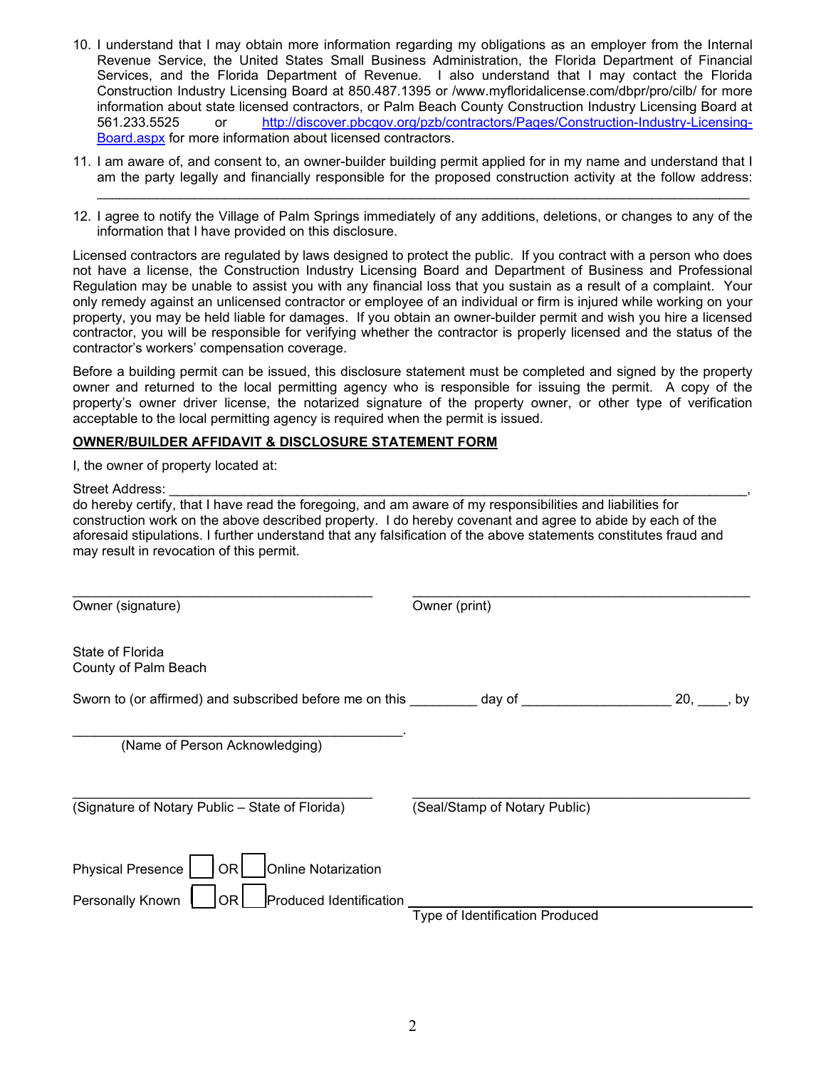10. I understand that I may obtain more information regarding my obligations as an employer from the Internal Revenue Service, the United States Small Business Administration, the Florida Department of Financial Services, and the Florida Department of Revenue. I also understand that I may contact the Florida Construction Industry Licensing Board at 850.487.1395 or /www.myfloridalicense.com/dbpr/pro/cilb/ for more information about state licensed contractors, or Palm Beach County Construction Industry Licensing Board at 561.233.5525 or http://discover.pbcgov.org/pzb/contractors/Pages/Construction-Industry-Licensing-Board.aspx for more information about licensed contractors.

11. I am aware of, and consent to, an owner-builder building permit applied for in my name and understand that I am the party legally and financially responsible for the proposed construction activity at the follow address: \_\_\_\_\_\_\_\_\_\_\_\_\_\_\_\_\_\_\_\_\_\_\_\_\_\_\_\_\_\_\_\_\_\_\_\_\_\_\_\_\_\_\_\_\_\_\_\_\_\_\_\_\_\_\_\_\_\_\_\_\_\_\_\_\_\_\_\_\_\_\_\_\_\_\_\_

12. I agree to notify the Village of Palm Springs immediately of any additions, deletions, or changes to any of the information that I have provided on this disclosure.

Licensed contractors are regulated by laws designed to protect the public. If you contract with a person who does not have a license, the Construction Industry Licensing Board and Department of Business and Professional Regulation may be unable to assist you with any financial loss that you sustain as a result of a complaint. Your only remedy against an unlicensed contractor or employee of an individual or firm is injured while working on your property, you may be held liable for damages. If you obtain an owner-builder permit and wish you hire a licensed contractor, you will be responsible for verifying whether the contractor is properly licensed and the status of the contractor's workers' compensation coverage.

Before a building permit can be issued, this disclosure statement must be completed and signed by the property owner and returned to the local permitting agency who is responsible for issuing the permit. A copy of the property's owner driver license, the notarized signature of the property owner, or other type of verification acceptable to the local permitting agency is required when the permit is issued.

**OWNER/BUILDER AFFIDAVIT & DISCLOSURE STATEMENT FORM**

I, the owner of property located at:

Street Address: \_\_\_\_\_\_\_\_\_\_\_\_\_\_\_\_\_\_\_\_\_\_\_\_\_\_\_\_\_\_\_\_\_\_\_\_\_\_\_\_\_\_\_\_\_\_\_\_\_\_\_\_\_\_\_\_\_\_\_\_\_\_\_\_\_\_,
do hereby certify, that I have read the foregoing, and am aware of my responsibilities and liabilities for construction work on the above described property. I do hereby covenant and agree to abide by each of the aforesaid stipulations. I further understand that any falsification of the above statements constitutes fraud and may result in revocation of this permit.

\_\_\_\_\_\_\_\_\_\_\_\_\_\_\_\_\_\_\_\_\_\_\_\_\_\_\_\_\_\_\_\_\_\_\_\_\_\_ \_\_\_\_\_\_\_\_\_\_\_\_\_\_\_\_\_\_\_\_\_\_\_\_\_\_\_\_\_\_\_\_\_\_\_\_\_\_\_\_\_\_
Owner (signature) Owner (print)

State of Florida
County of Palm Beach

Sworn to (or affirmed) and subscribed before me on this \_\_\_\_\_\_\_\_\_ day of \_\_\_\_\_\_\_\_\_\_\_\_\_\_\_\_\_\_\_ 20, \_\_\_\_, by

\_\_\_\_\_\_\_\_\_\_\_\_\_\_\_\_\_\_\_\_\_\_\_\_\_\_\_\_\_\_\_\_\_\_\_\_\_\_\_\_\_\_.
(Name of Person Acknowledging)

\_\_\_\_\_\_\_\_\_\_\_\_\_\_\_\_\_\_\_\_\_\_\_\_\_\_\_\_\_\_\_\_\_\_\_\_\_\_ \_\_\_\_\_\_\_\_\_\_\_\_\_\_\_\_\_\_\_\_\_\_\_\_\_\_\_\_\_\_\_\_\_\_\_\_\_\_\_\_\_\_
(Signature of Notary Public – State of Florida) (Seal/Stamp of Notary Public)

Physical Presence ☐ OR ☐ Online Notarization

Personally Known ☐ OR ☐ Produced Identification \_\_\_\_\_\_\_\_\_\_\_\_\_\_\_\_\_\_\_\_\_\_\_\_\_\_\_\_\_\_\_\_\_\_\_\_\_\_\_\_
Type of Identification Produced